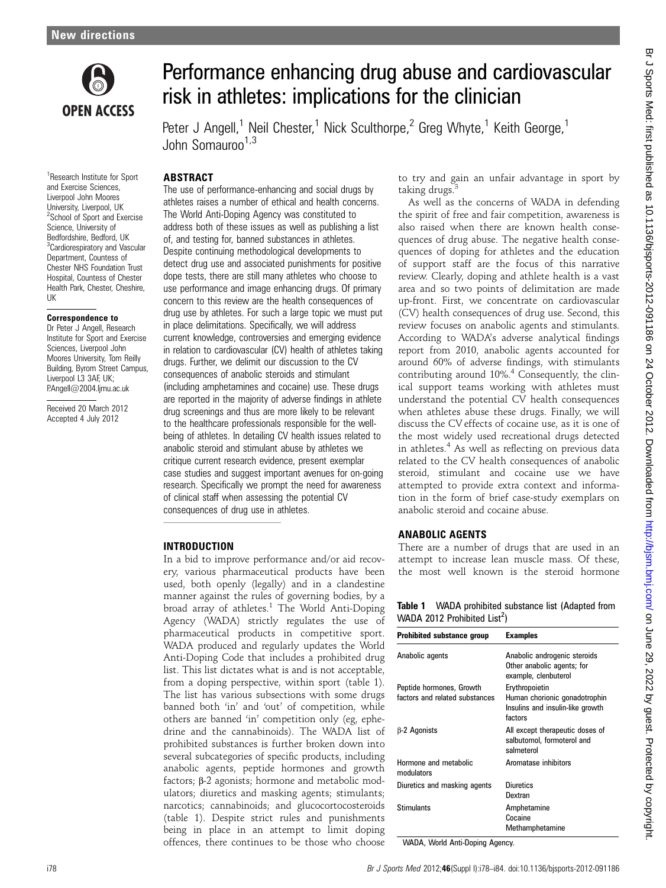# Performance enhancing drug abuse and cardiovascular risk in athletes: implications for the clinician

Peter J Angell,[1] Neil Chester,[1] Nick Sculthorpe,[2] Greg Whyte,[1] Keith George,[1] John Somauroo[1,3]

[1]Research Institute for Sport and Exercise Sciences, Liverpool John Moores University, Liverpool, UK
[2]School of Sport and Exercise Science, University of Bedfordshire, Bedford, UK
[3]Cardiorespiratory and Vascular Department, Countess of Chester NHS Foundation Trust Hospital, Countess of Chester Health Park, Chester, Cheshire, UK

**Correspondence to**
Dr Peter J Angell, Research Institute for Sport and Exercise Sciences, Liverpool John Moores University, Tom Reilly Building, Byrom Street Campus, Liverpool L3 3AF, UK; P.Angell@2004.ljmu.ac.uk

Received 20 March 2012
Accepted 4 July 2012

## ABSTRACT

The use of performance-enhancing and social drugs by athletes raises a number of ethical and health concerns. The World Anti-Doping Agency was constituted to address both of these issues as well as publishing a list of, and testing for, banned substances in athletes. Despite continuing methodological developments to detect drug use and associated punishments for positive dope tests, there are still many athletes who choose to use performance and image enhancing drugs. Of primary concern to this review are the health consequences of drug use by athletes. For such a large topic we must put in place delimitations. Specifically, we will address current knowledge, controversies and emerging evidence in relation to cardiovascular (CV) health of athletes taking drugs. Further, we delimit our discussion to the CV consequences of anabolic steroids and stimulant (including amphetamines and cocaine) use. These drugs are reported in the majority of adverse findings in athlete drug screenings and thus are more likely to be relevant to the healthcare professionals responsible for the well-being of athletes. In detailing CV health issues related to anabolic steroid and stimulant abuse by athletes we critique current research evidence, present exemplar case studies and suggest important avenues for on-going research. Specifically we prompt the need for awareness of clinical staff when assessing the potential CV consequences of drug use in athletes.

## INTRODUCTION

In a bid to improve performance and/or aid recovery, various pharmaceutical products have been used, both openly (legally) and in a clandestine manner against the rules of governing bodies, by a broad array of athletes.[1] The World Anti-Doping Agency (WADA) strictly regulates the use of pharmaceutical products in competitive sport. WADA produced and regularly updates the World Anti-Doping Code that includes a prohibited drug list. This list dictates what is and is not acceptable, from a doping perspective, within sport (table 1). The list has various subsections with some drugs banned both 'in' and 'out' of competition, while others are banned 'in' competition only (eg, ephedrine and the cannabinoids). The WADA list of prohibited substances is further broken down into several subcategories of specific products, including anabolic agents, peptide hormones and growth factors; β-2 agonists; hormone and metabolic modulators; diuretics and masking agents; stimulants; narcotics; cannabinoids; and glucocortocosteroids (table 1). Despite strict rules and punishments being in place in an attempt to limit doping offences, there continues to be those who choose to try and gain an unfair advantage in sport by taking drugs.[3]

As well as the concerns of WADA in defending the spirit of free and fair competition, awareness is also raised when there are known health consequences of drug abuse. The negative health consequences of doping for athletes and the education of support staff are the focus of this narrative review. Clearly, doping and athlete health is a vast area and so two points of delimitation are made up-front. First, we concentrate on cardiovascular (CV) health consequences of drug use. Second, this review focuses on anabolic agents and stimulants. According to WADA's adverse analytical findings report from 2010, anabolic agents accounted for around 60% of adverse findings, with stimulants contributing around 10%.[4] Consequently, the clinical support teams working with athletes must understand the potential CV health consequences when athletes abuse these drugs. Finally, we will discuss the CV effects of cocaine use, as it is one of the most widely used recreational drugs detected in athletes.[4] As well as reflecting on previous data related to the CV health consequences of anabolic steroid, stimulant and cocaine use we have attempted to provide extra context and information in the form of brief case-study exemplars on anabolic steroid and cocaine abuse.

## ANABOLIC AGENTS

There are a number of drugs that are used in an attempt to increase lean muscle mass. Of these, the most well known is the steroid hormone

**Table 1** WADA prohibited substance list (Adapted from WADA 2012 Prohibited List[2])

| Prohibited substance group | Examples |
|---|---|
| Anabolic agents | Anabolic androgenic steroids<br>Other anabolic agents; for example, clenbuterol |
| Peptide hormones, Growth factors and related substances | Erythropoietin<br>Human chorionic gonadotrophin<br>Insulins and insulin-like growth factors |
| β-2 Agonists | All except therapeutic doses of salbutomol, formoterol and salmeterol |
| Hormone and metabolic modulators | Aromatase inhibitors |
| Diuretics and masking agents | Diuretics<br>Dextran |
| Stimulants | Amphetamine<br>Cocaine<br>Methamphetamine |

WADA, World Anti-Doping Agency.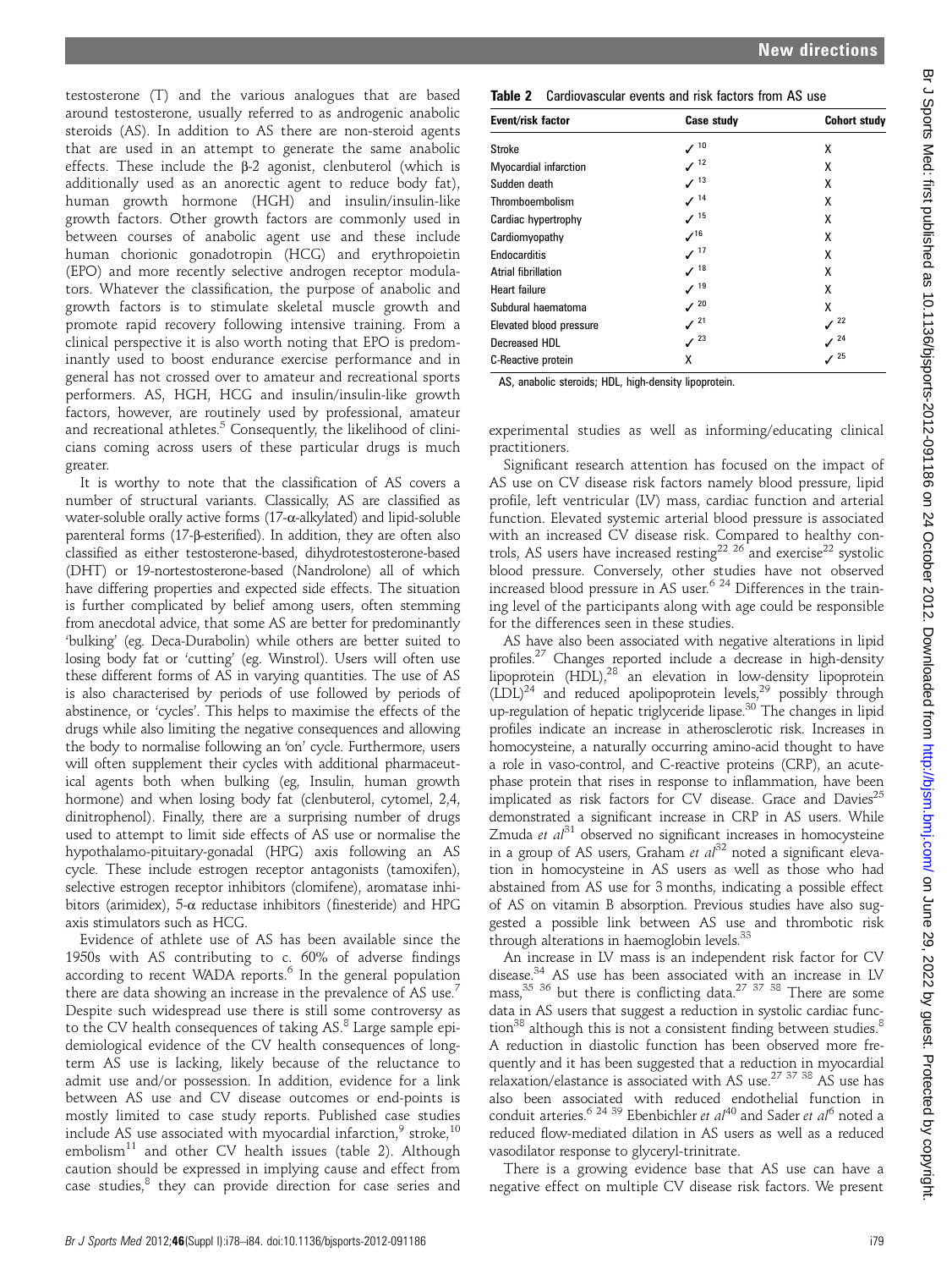testosterone (T) and the various analogues that are based around testosterone, usually referred to as androgenic anabolic steroids (AS). In addition to AS there are non-steroid agents that are used in an attempt to generate the same anabolic effects. These include the β-2 agonist, clenbuterol (which is additionally used as an anorectic agent to reduce body fat), human growth hormone (HGH) and insulin/insulin-like growth factors. Other growth factors are commonly used in between courses of anabolic agent use and these include human chorionic gonadotropin (HCG) and erythropoietin (EPO) and more recently selective androgen receptor modulators. Whatever the classification, the purpose of anabolic and growth factors is to stimulate skeletal muscle growth and promote rapid recovery following intensive training. From a clinical perspective it is also worth noting that EPO is predominantly used to boost endurance exercise performance and in general has not crossed over to amateur and recreational sports performers. AS, HGH, HCG and insulin/insulin-like growth factors, however, are routinely used by professional, amateur and recreational athletes.[5] Consequently, the likelihood of clinicians coming across users of these particular drugs is much greater.

It is worthy to note that the classification of AS covers a number of structural variants. Classically, AS are classified as water-soluble orally active forms (17-α-alkylated) and lipid-soluble parenteral forms (17-β-esterified). In addition, they are often also classified as either testosterone-based, dihydrotestosterone-based (DHT) or 19-nortestosterone-based (Nandrolone) all of which have differing properties and expected side effects. The situation is further complicated by belief among users, often stemming from anecdotal advice, that some AS are better for predominantly 'bulking' (eg. Deca-Durabolin) while others are better suited to losing body fat or 'cutting' (eg. Winstrol). Users will often use these different forms of AS in varying quantities. The use of AS is also characterised by periods of use followed by periods of abstinence, or 'cycles'. This helps to maximise the effects of the drugs while also limiting the negative consequences and allowing the body to normalise following an 'on' cycle. Furthermore, users will often supplement their cycles with additional pharmaceutical agents both when bulking (eg, Insulin, human growth hormone) and when losing body fat (clenbuterol, cytomel, 2,4, dinitrophenol). Finally, there are a surprising number of drugs used to attempt to limit side effects of AS use or normalise the hypothalamo-pituitary-gonadal (HPG) axis following an AS cycle. These include estrogen receptor antagonists (tamoxifen), selective estrogen receptor inhibitors (clomifene), aromatase inhibitors (arimidex), 5-α reductase inhibitors (finesteride) and HPG axis stimulators such as HCG.

Evidence of athlete use of AS has been available since the 1950s with AS contributing to c. 60% of adverse findings according to recent WADA reports.[6] In the general population there are data showing an increase in the prevalence of AS use.[7] Despite such widespread use there is still some controversy as to the CV health consequences of taking AS.[8] Large sample epidemiological evidence of the CV health consequences of long-term AS use is lacking, likely because of the reluctance to admit use and/or possession. In addition, evidence for a link between AS use and CV disease outcomes or end-points is mostly limited to case study reports. Published case studies include AS use associated with myocardial infarction,[9] stroke,[10] embolism[11] and other CV health issues (table 2). Although caution should be expressed in implying cause and effect from case studies,[8] they can provide direction for case series and experimental studies as well as informing/educating clinical practitioners.

**Table 2** Cardiovascular events and risk factors from AS use

| Event/risk factor | Case study | Cohort study |
|---|---|---|
| Stroke | ✓ [10] | X |
| Myocardial infarction | ✓ [12] | X |
| Sudden death | ✓ [13] | X |
| Thromboembolism | ✓ [14] | X |
| Cardiac hypertrophy | ✓ [15] | X |
| Cardiomyopathy | ✓ [16] | X |
| Endocarditis | ✓ [17] | X |
| Atrial fibrillation | ✓ [18] | X |
| Heart failure | ✓ [19] | X |
| Subdural haematoma | ✓ [20] | X |
| Elevated blood pressure | ✓ [21] | ✓ [22] |
| Decreased HDL | ✓ [23] | ✓ [24] |
| C-Reactive protein | X | ✓ [25] |

AS, anabolic steroids; HDL, high-density lipoprotein.

Significant research attention has focused on the impact of AS use on CV disease risk factors namely blood pressure, lipid profile, left ventricular (LV) mass, cardiac function and arterial function. Elevated systemic arterial blood pressure is associated with an increased CV disease risk. Compared to healthy controls, AS users have increased resting[22 26] and exercise[22] systolic blood pressure. Conversely, other studies have not observed increased blood pressure in AS user.[6 24] Differences in the training level of the participants along with age could be responsible for the differences seen in these studies.

AS have also been associated with negative alterations in lipid profiles.[27] Changes reported include a decrease in high-density lipoprotein (HDL),[28] an elevation in low-density lipoprotein (LDL)[24] and reduced apolipoprotein levels,[29] possibly through up-regulation of hepatic triglyceride lipase.[30] The changes in lipid profiles indicate an increase in atherosclerotic risk. Increases in homocysteine, a naturally occurring amino-acid thought to have a role in vaso-control, and C-reactive proteins (CRP), an acute-phase protein that rises in response to inflammation, have been implicated as risk factors for CV disease. Grace and Davies[25] demonstrated a significant increase in CRP in AS users. While Zmuda *et al*[31] observed no significant increases in homocysteine in a group of AS users, Graham *et al*[32] noted a significant elevation in homocysteine in AS users as well as those who had abstained from AS use for 3 months, indicating a possible effect of AS on vitamin B absorption. Previous studies have also suggested a possible link between AS use and thrombotic risk through alterations in haemoglobin levels.[33]

An increase in LV mass is an independent risk factor for CV disease.[34] AS use has been associated with an increase in LV mass,[35 36] but there is conflicting data.[27 37 38] There are some data in AS users that suggest a reduction in systolic cardiac function[38] although this is not a consistent finding between studies.[8] A reduction in diastolic function has been observed more frequently and it has been suggested that a reduction in myocardial relaxation/elastance is associated with AS use.[27 37 38] AS use has also been associated with reduced endothelial function in conduit arteries.[6 24 39] Ebenbichler *et al*[40] and Sader *et al*[6] noted a reduced flow-mediated dilation in AS users as well as a reduced vasodilator response to glyceryl-trinitrate.

There is a growing evidence base that AS use can have a negative effect on multiple CV disease risk factors. We present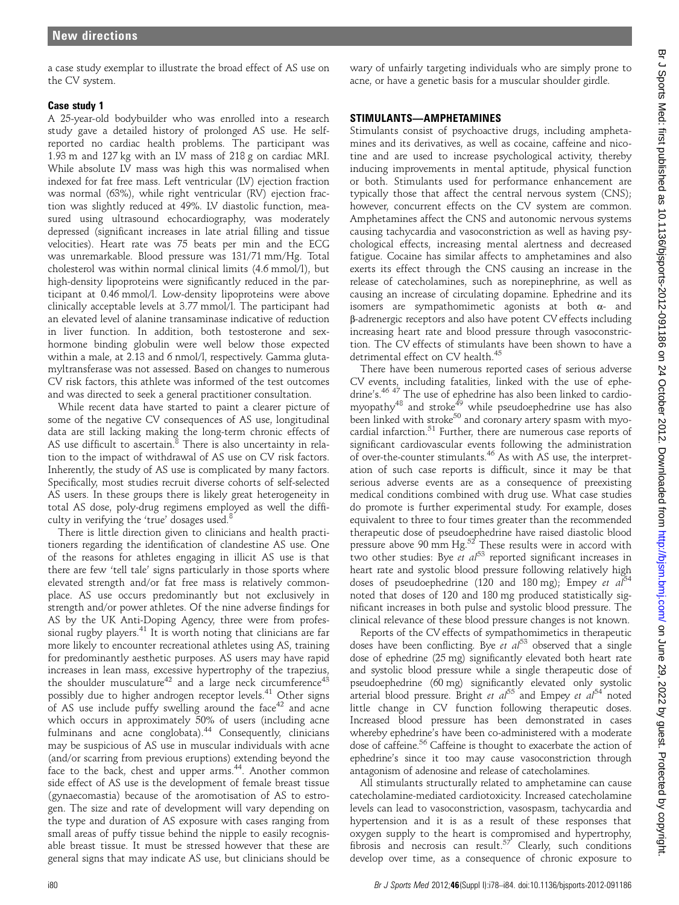a case study exemplar to illustrate the broad effect of AS use on the CV system.

### Case study 1

A 25-year-old bodybuilder who was enrolled into a research study gave a detailed history of prolonged AS use. He self-reported no cardiac health problems. The participant was 1.93 m and 127 kg with an LV mass of 218 g on cardiac MRI. While absolute LV mass was high this was normalised when indexed for fat free mass. Left ventricular (LV) ejection fraction was normal (63%), while right ventricular (RV) ejection fraction was slightly reduced at 49%. LV diastolic function, measured using ultrasound echocardiography, was moderately depressed (significant increases in late atrial filling and tissue velocities). Heart rate was 75 beats per min and the ECG was unremarkable. Blood pressure was 131/71 mm/Hg. Total cholesterol was within normal clinical limits (4.6 mmol/l), but high-density lipoproteins were significantly reduced in the participant at 0.46 mmol/l. Low-density lipoproteins were above clinically acceptable levels at 3.77 mmol/l. The participant had an elevated level of alanine transaminase indicative of reduction in liver function. In addition, both testosterone and sex-hormone binding globulin were well below those expected within a male, at 2.13 and 6 nmol/l, respectively. Gamma glutamyltransferase was not assessed. Based on changes to numerous CV risk factors, this athlete was informed of the test outcomes and was directed to seek a general practitioner consultation.

While recent data have started to paint a clearer picture of some of the negative CV consequences of AS use, longitudinal data are still lacking making the long-term chronic effects of AS use difficult to ascertain.[8] There is also uncertainty in relation to the impact of withdrawal of AS use on CV risk factors. Inherently, the study of AS use is complicated by many factors. Specifically, most studies recruit diverse cohorts of self-selected AS users. In these groups there is likely great heterogeneity in total AS dose, poly-drug regimens employed as well the difficulty in verifying the 'true' dosages used.[8]

There is little direction given to clinicians and health practitioners regarding the identification of clandestine AS use. One of the reasons for athletes engaging in illicit AS use is that there are few 'tell tale' signs particularly in those sports where elevated strength and/or fat free mass is relatively commonplace. AS use occurs predominantly but not exclusively in strength and/or power athletes. Of the nine adverse findings for AS by the UK Anti-Doping Agency, three were from professional rugby players.[41] It is worth noting that clinicians are far more likely to encounter recreational athletes using AS, training for predominantly aesthetic purposes. AS users may have rapid increases in lean mass, excessive hypertrophy of the trapezius, the shoulder musculature[42] and a large neck circumference[43] possibly due to higher androgen receptor levels.[41] Other signs of AS use include puffy swelling around the face[42] and acne which occurs in approximately 50% of users (including acne fulminans and acne conglobata).[44] Consequently, clinicians may be suspicious of AS use in muscular individuals with acne (and/or scarring from previous eruptions) extending beyond the face to the back, chest and upper arms.[44]. Another common side effect of AS use is the development of female breast tissue (gynaecomastia) because of the aromotisation of AS to estrogen. The size and rate of development will vary depending on the type and duration of AS exposure with cases ranging from small areas of puffy tissue behind the nipple to easily recognisable breast tissue. It must be stressed however that these are general signs that may indicate AS use, but clinicians should be wary of unfairly targeting individuals who are simply prone to acne, or have a genetic basis for a muscular shoulder girdle.

## STIMULANTS—AMPHETAMINES

Stimulants consist of psychoactive drugs, including amphetamines and its derivatives, as well as cocaine, caffeine and nicotine and are used to increase psychological activity, thereby inducing improvements in mental aptitude, physical function or both. Stimulants used for performance enhancement are typically those that affect the central nervous system (CNS); however, concurrent effects on the CV system are common. Amphetamines affect the CNS and autonomic nervous systems causing tachycardia and vasoconstriction as well as having psychological effects, increasing mental alertness and decreased fatigue. Cocaine has similar affects to amphetamines and also exerts its effect through the CNS causing an increase in the release of catecholamines, such as norepinephrine, as well as causing an increase of circulating dopamine. Ephedrine and its isomers are sympathomimetic agonists at both α- and β-adrenergic receptors and also have potent CV effects including increasing heart rate and blood pressure through vasoconstriction. The CV effects of stimulants have been shown to have a detrimental effect on CV health.[45]

There have been numerous reported cases of serious adverse CV events, including fatalities, linked with the use of ephedrine's.[46 47] The use of ephedrine has also been linked to cardiomyopathy[48] and stroke[49] while pseudoephedrine use has also been linked with stroke[50] and coronary artery spasm with myocardial infarction.[51] Further, there are numerous case reports of significant cardiovascular events following the administration of over-the-counter stimulants.[46] As with AS use, the interpretation of such case reports is difficult, since it may be that serious adverse events are as a consequence of preexisting medical conditions combined with drug use. What case studies do promote is further experimental study. For example, doses equivalent to three to four times greater than the recommended therapeutic dose of pseudoephedrine have raised diastolic blood pressure above 90 mm Hg.[52] These results were in accord with two other studies: Bye *et al*[53] reported significant increases in heart rate and systolic blood pressure following relatively high doses of pseudoephedrine (120 and 180 mg); Empey *et al*[54] noted that doses of 120 and 180 mg produced statistically significant increases in both pulse and systolic blood pressure. The clinical relevance of these blood pressure changes is not known.

Reports of the CV effects of sympathomimetics in therapeutic doses have been conflicting. Bye *et al*[53] observed that a single dose of ephedrine (25 mg) significantly elevated both heart rate and systolic blood pressure while a single therapeutic dose of pseudoephedrine (60 mg) significantly elevated only systolic arterial blood pressure. Bright *et al*[55] and Empey *et al*[54] noted little change in CV function following therapeutic doses. Increased blood pressure has been demonstrated in cases whereby ephedrine's have been co-administered with a moderate dose of caffeine.[56] Caffeine is thought to exacerbate the action of ephedrine's since it too may cause vasoconstriction through antagonism of adenosine and release of catecholamines.

All stimulants structurally related to amphetamine can cause catecholamine-mediated cardiotoxicity. Increased catecholamine levels can lead to vasoconstriction, vasospasm, tachycardia and hypertension and it is as a result of these responses that oxygen supply to the heart is compromised and hypertrophy, fibrosis and necrosis can result.[57] Clearly, such conditions develop over time, as a consequence of chronic exposure to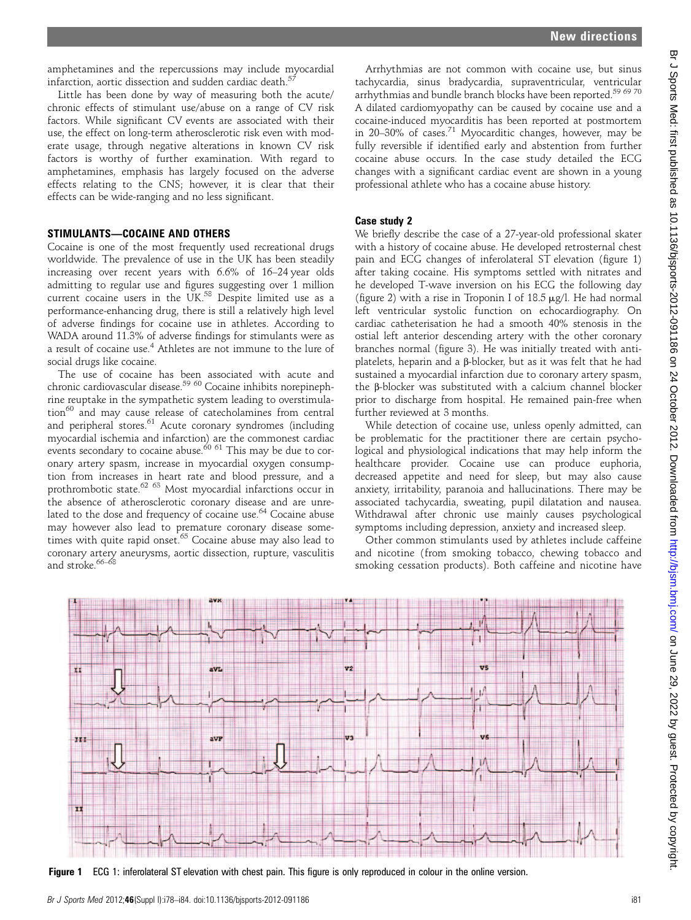amphetamines and the repercussions may include myocardial infarction, aortic dissection and sudden cardiac death.[57]

Little has been done by way of measuring both the acute/chronic effects of stimulant use/abuse on a range of CV risk factors. While significant CV events are associated with their use, the effect on long-term atherosclerotic risk even with moderate usage, through negative alterations in known CV risk factors is worthy of further examination. With regard to amphetamines, emphasis has largely focused on the adverse effects relating to the CNS; however, it is clear that their effects can be wide-ranging and no less significant.

## STIMULANTS—COCAINE AND OTHERS

Cocaine is one of the most frequently used recreational drugs worldwide. The prevalence of use in the UK has been steadily increasing over recent years with 6.6% of 16–24 year olds admitting to regular use and figures suggesting over 1 million current cocaine users in the UK.[58] Despite limited use as a performance-enhancing drug, there is still a relatively high level of adverse findings for cocaine use in athletes. According to WADA around 11.3% of adverse findings for stimulants were as a result of cocaine use.[4] Athletes are not immune to the lure of social drugs like cocaine.

The use of cocaine has been associated with acute and chronic cardiovascular disease.[59 60] Cocaine inhibits norepinephrine reuptake in the sympathetic system leading to overstimulation[60] and may cause release of catecholamines from central and peripheral stores.[61] Acute coronary syndromes (including myocardial ischemia and infarction) are the commonest cardiac events secondary to cocaine abuse.[60 61] This may be due to coronary artery spasm, increase in myocardial oxygen consumption from increases in heart rate and blood pressure, and a prothrombotic state.[62 63] Most myocardial infarctions occur in the absence of atherosclerotic coronary disease and are unrelated to the dose and frequency of cocaine use.[64] Cocaine abuse may however also lead to premature coronary disease sometimes with quite rapid onset.[65] Cocaine abuse may also lead to coronary artery aneurysms, aortic dissection, rupture, vasculitis and stroke.[66–68]

Arrhythmias are not common with cocaine use, but sinus tachycardia, sinus bradycardia, supraventricular, ventricular arrhythmias and bundle branch blocks have been reported.[59 69 70] A dilated cardiomyopathy can be caused by cocaine use and a cocaine-induced myocarditis has been reported at postmortem in 20–30% of cases.[71] Myocarditic changes, however, may be fully reversible if identified early and abstention from further cocaine abuse occurs. In the case study detailed the ECG changes with a significant cardiac event are shown in a young professional athlete who has a cocaine abuse history.

### Case study 2

We briefly describe the case of a 27-year-old professional skater with a history of cocaine abuse. He developed retrosternal chest pain and ECG changes of inferolateral ST elevation (figure 1) after taking cocaine. His symptoms settled with nitrates and he developed T-wave inversion on his ECG the following day (figure 2) with a rise in Troponin I of 18.5 μg/l. He had normal left ventricular systolic function on echocardiography. On cardiac catheterisation he had a smooth 40% stenosis in the ostial left anterior descending artery with the other coronary branches normal (figure 3). He was initially treated with antiplatelets, heparin and a β-blocker, but as it was felt that he had sustained a myocardial infarction due to coronary artery spasm, the β-blocker was substituted with a calcium channel blocker prior to discharge from hospital. He remained pain-free when further reviewed at 3 months.

While detection of cocaine use, unless openly admitted, can be problematic for the practitioner there are certain psychological and physiological indications that may help inform the healthcare provider. Cocaine use can produce euphoria, decreased appetite and need for sleep, but may also cause anxiety, irritability, paranoia and hallucinations. There may be associated tachycardia, sweating, pupil dilatation and nausea. Withdrawal after chronic use mainly causes psychological symptoms including depression, anxiety and increased sleep.

Other common stimulants used by athletes include caffeine and nicotine (from smoking tobacco, chewing tobacco and smoking cessation products). Both caffeine and nicotine have

**Figure 1** ECG 1: inferolateral ST elevation with chest pain. This figure is only reproduced in colour in the online version.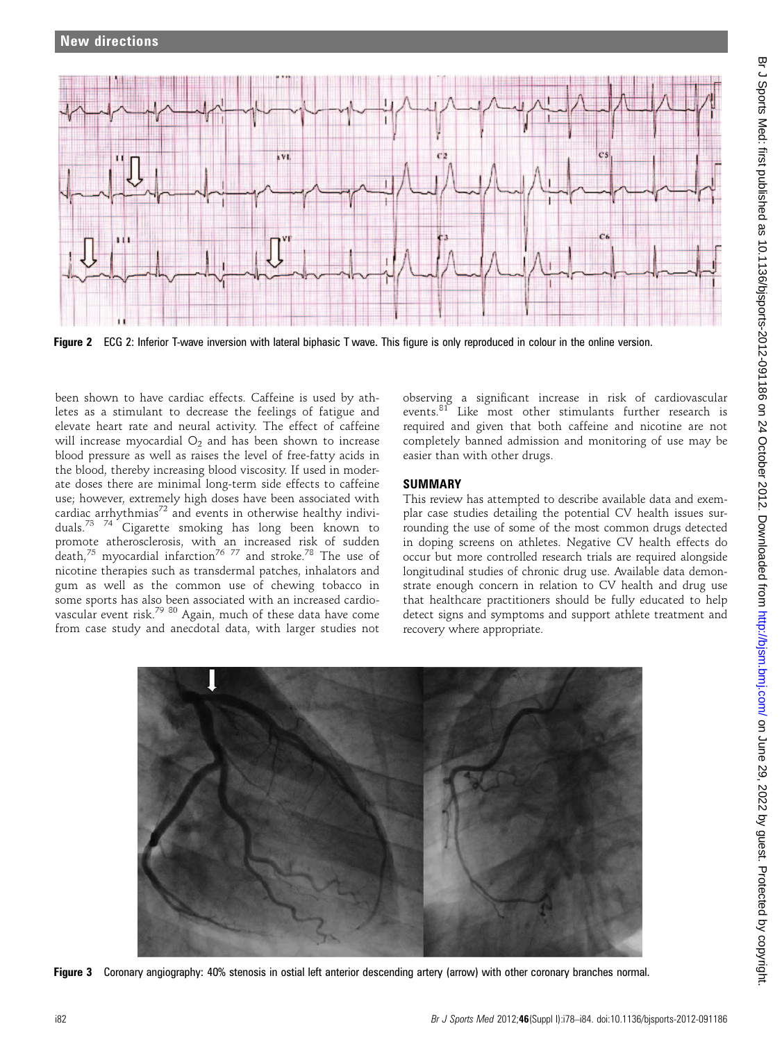Figure 2 ECG 2: Inferior T-wave inversion with lateral biphasic T wave. This figure is only reproduced in colour in the online version.

been shown to have cardiac effects. Caffeine is used by athletes as a stimulant to decrease the feelings of fatigue and elevate heart rate and neural activity. The effect of caffeine will increase myocardial $O_2$ and has been shown to increase blood pressure as well as raises the level of free-fatty acids in the blood, thereby increasing blood viscosity. If used in moderate doses there are minimal long-term side effects to caffeine use; however, extremely high doses have been associated with cardiac arrhythmias[72] and events in otherwise healthy individuals.[73 74] Cigarette smoking has long been known to promote atherosclerosis, with an increased risk of sudden death,[75] myocardial infarction[76 77] and stroke.[78] The use of nicotine therapies such as transdermal patches, inhalators and gum as well as the common use of chewing tobacco in some sports has also been associated with an increased cardiovascular event risk.[79 80] Again, much of these data have come from case study and anecdotal data, with larger studies not observing a significant increase in risk of cardiovascular events.[81] Like most other stimulants further research is required and given that both caffeine and nicotine are not completely banned admission and monitoring of use may be easier than with other drugs.

## SUMMARY

This review has attempted to describe available data and exemplar case studies detailing the potential CV health issues surrounding the use of some of the most common drugs detected in doping screens on athletes. Negative CV health effects do occur but more controlled research trials are required alongside longitudinal studies of chronic drug use. Available data demonstrate enough concern in relation to CV health and drug use that healthcare practitioners should be fully educated to help detect signs and symptoms and support athlete treatment and recovery where appropriate.

Figure 3 Coronary angiography: 40% stenosis in ostial left anterior descending artery (arrow) with other coronary branches normal.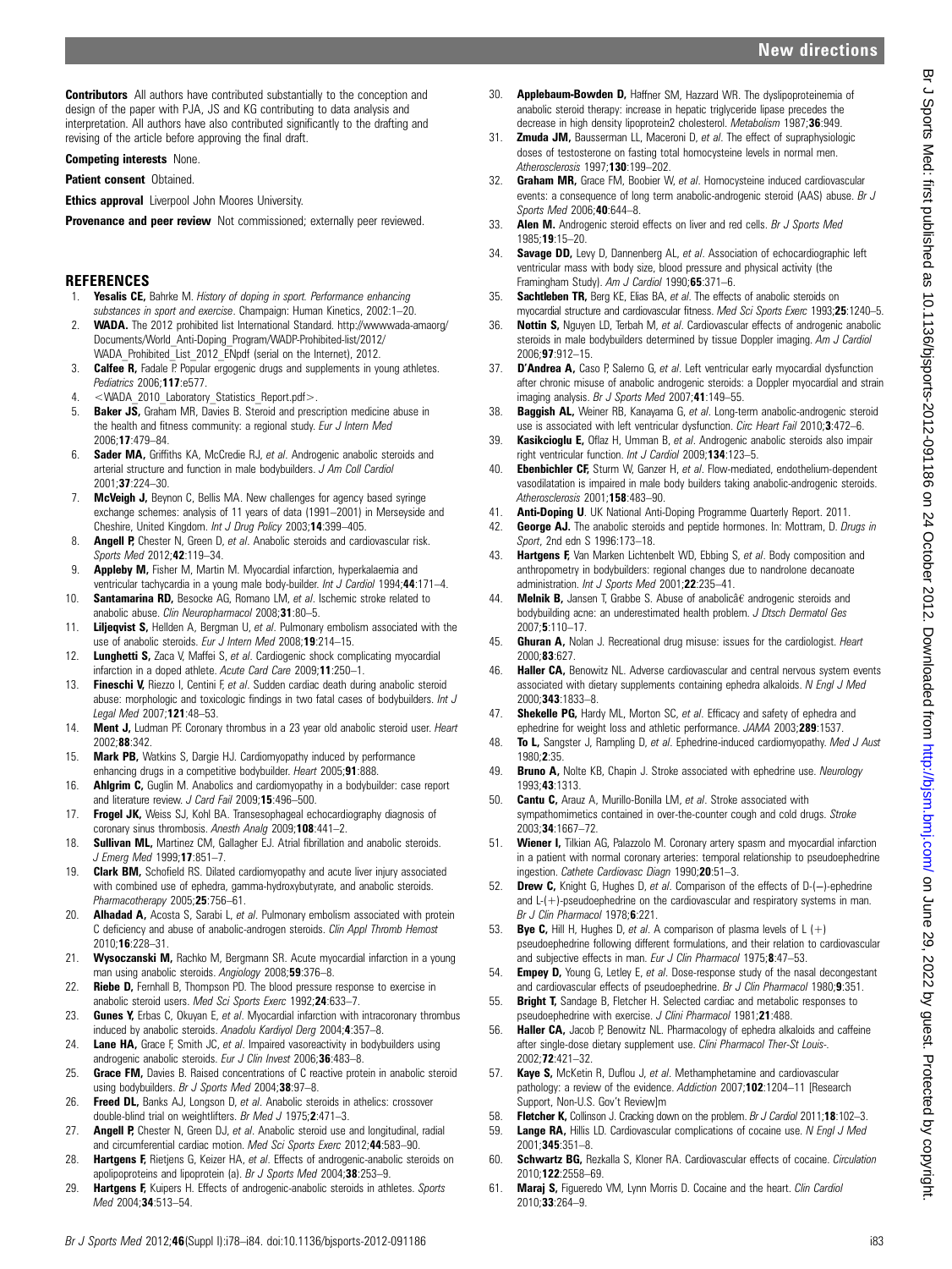**Contributors** All authors have contributed substantially to the conception and design of the paper with PJA, JS and KG contributing to data analysis and interpretation. All authors have also contributed significantly to the drafting and revising of the article before approving the final draft.

**Competing interests** None.

**Patient consent** Obtained.

**Ethics approval** Liverpool John Moores University.

**Provenance and peer review** Not commissioned; externally peer reviewed.

## REFERENCES

1. **Yesalis CE,** Bahrke M. *History of doping in sport. Performance enhancing substances in sport and exercise*. Champaign: Human Kinetics, 2002:1–20.
2. **WADA.** The 2012 prohibited list International Standard. http://wwwwada-amaorg/Documents/World_Anti-Doping_Program/WADP-Prohibited-list/2012/WADA_Prohibited_List_2012_ENpdf (serial on the Internet), 2012.
3. **Calfee R,** Fadale P. Popular ergogenic drugs and supplements in young athletes. *Pediatrics* 2006;**117**:e577.
4. <WADA_2010_Laboratory_Statistics_Report.pdf>.
5. **Baker JS,** Graham MR, Davies B. Steroid and prescription medicine abuse in the health and fitness community: a regional study. *Eur J Intern Med* 2006;**17**:479–84.
6. **Sader MA,** Griffiths KA, McCredie RJ, *et al*. Androgenic anabolic steroids and arterial structure and function in male bodybuilders. *J Am Coll Cardiol* 2001;**37**:224–30.
7. **McVeigh J,** Beynon C, Bellis MA. New challenges for agency based syringe exchange schemes: analysis of 11 years of data (1991–2001) in Merseyside and Cheshire, United Kingdom. *Int J Drug Policy* 2003;**14**:399–405.
8. **Angell P,** Chester N, Green D, *et al*. Anabolic steroids and cardiovascular risk. *Sports Med* 2012;**42**:119–34.
9. **Appleby M,** Fisher M, Martin M. Myocardial infarction, hyperkalaemia and ventricular tachycardia in a young male body-builder. *Int J Cardiol* 1994;**44**:171–4.
10. **Santamarina RD,** Besocke AG, Romano LM, *et al*. Ischemic stroke related to anabolic abuse. *Clin Neuropharmacol* 2008;**31**:80–5.
11. **Liljeqvist S,** Hellden A, Bergman U, *et al*. Pulmonary embolism associated with the use of anabolic steroids. *Eur J Intern Med* 2008;**19**:214–15.
12. **Lunghetti S,** Zaca V, Maffei S, *et al*. Cardiogenic shock complicating myocardial infarction in a doped athlete. *Acute Card Care* 2009;**11**:250–1.
13. **Fineschi V,** Riezzo I, Centini F, *et al*. Sudden cardiac death during anabolic steroid abuse: morphologic and toxicologic findings in two fatal cases of bodybuilders. *Int J Legal Med* 2007;**121**:48–53.
14. **Ment J,** Ludman PF. Coronary thrombus in a 23 year old anabolic steroid user. *Heart* 2002;**88**:342.
15. **Mark PB,** Watkins S, Dargie HJ. Cardiomyopathy induced by performance enhancing drugs in a competitive bodybuilder. *Heart* 2005;**91**:888.
16. **Ahlgrim C,** Guglin M. Anabolics and cardiomyopathy in a bodybuilder: case report and literature review. *J Card Fail* 2009;**15**:496–500.
17. **Frogel JK,** Weiss SJ, Kohl BA. Transesophageal echocardiography diagnosis of coronary sinus thrombosis. *Anesth Analg* 2009;**108**:441–2.
18. **Sullivan ML,** Martinez CM, Gallagher EJ. Atrial fibrillation and anabolic steroids. *J Emerg Med* 1999;**17**:851–7.
19. **Clark BM,** Schofield RS. Dilated cardiomyopathy and acute liver injury associated with combined use of ephedra, gamma-hydroxybutyrate, and anabolic steroids. *Pharmacotherapy* 2005;**25**:756–61.
20. **Alhadad A,** Acosta S, Sarabi L, *et al*. Pulmonary embolism associated with protein C deficiency and abuse of anabolic-androgen steroids. *Clin Appl Thromb Hemost* 2010;**16**:228–31.
21. **Wysoczanski M,** Rachko M, Bergmann SR. Acute myocardial infarction in a young man using anabolic steroids. *Angiology* 2008;**59**:376–8.
22. **Riebe D,** Fernhall B, Thompson PD. The blood pressure response to exercise in anabolic steroid users. *Med Sci Sports Exerc* 1992;**24**:633–7.
23. **Gunes Y,** Erbas C, Okuyan E, *et al*. Myocardial infarction with intracoronary thrombus induced by anabolic steroids. *Anadolu Kardiyol Derg* 2004;**4**:357–8.
24. **Lane HA,** Grace F, Smith JC, *et al*. Impaired vasoreactivity in bodybuilders using androgenic anabolic steroids. *Eur J Clin Invest* 2006;**36**:483–8.
25. **Grace FM,** Davies B. Raised concentrations of C reactive protein in anabolic steroid using bodybuilders. *Br J Sports Med* 2004;**38**:97–8.
26. **Freed DL,** Banks AJ, Longson D, *et al*. Anabolic steroids in athelics: crossover double-blind trial on weightlifters. *Br Med J* 1975;**2**:471–3.
27. **Angell P,** Chester N, Green DJ, *et al*. Anabolic steroid use and longitudinal, radial and circumferential cardiac motion. *Med Sci Sports Exerc* 2012;**44**:583–90.
28. **Hartgens F,** Rietjens G, Keizer HA, *et al*. Effects of androgenic-anabolic steroids on apolipoproteins and lipoprotein (a). *Br J Sports Med* 2004;**38**:253–9.
29. **Hartgens F,** Kuipers H. Effects of androgenic-anabolic steroids in athletes. *Sports Med* 2004;**34**:513–54.
30. **Applebaum-Bowden D,** Haffner SM, Hazzard WR. The dyslipoproteinemia of anabolic steroid therapy: increase in hepatic triglyceride lipase precedes the decrease in high density lipoprotein2 cholesterol. *Metabolism* 1987;**36**:949.
31. **Zmuda JM,** Bausserman LL, Maceroni D, *et al*. The effect of supraphysiologic doses of testosterone on fasting total homocysteine levels in normal men. *Atherosclerosis* 1997;**130**:199–202.
32. **Graham MR,** Grace FM, Boobier W, *et al*. Homocysteine induced cardiovascular events: a consequence of long term anabolic-androgenic steroid (AAS) abuse. *Br J Sports Med* 2006;**40**:644–8.
33. **Alen M.** Androgenic steroid effects on liver and red cells. *Br J Sports Med* 1985;**19**:15–20.
34. **Savage DD,** Levy D, Dannenberg AL, *et al*. Association of echocardiographic left ventricular mass with body size, blood pressure and physical activity (the Framingham Study). *Am J Cardiol* 1990;**65**:371–6.
35. **Sachtleben TR,** Berg KE, Elias BA, *et al*. The effects of anabolic steroids on myocardial structure and cardiovascular fitness. *Med Sci Sports Exerc* 1993;**25**:1240–5.
36. **Nottin S,** Nguyen LD, Terbah M, *et al*. Cardiovascular effects of androgenic anabolic steroids in male bodybuilders determined by tissue Doppler imaging. *Am J Cardiol* 2006;**97**:912–15.
37. **D'Andrea A,** Caso P, Salerno G, *et al*. Left ventricular early myocardial dysfunction after chronic misuse of anabolic androgenic steroids: a Doppler myocardial and strain imaging analysis. *Br J Sports Med* 2007;**41**:149–55.
38. **Baggish AL,** Weiner RB, Kanayama G, *et al*. Long-term anabolic-androgenic steroid use is associated with left ventricular dysfunction. *Circ Heart Fail* 2010;**3**:472–6.
39. **Kasikcioglu E,** Oflaz H, Umman B, *et al*. Androgenic anabolic steroids also impair right ventricular function. *Int J Cardiol* 2009;**134**:123–5.
40. **Ebenbichler CF,** Sturm W, Ganzer H, *et al*. Flow-mediated, endothelium-dependent vasodilatation is impaired in male body builders taking anabolic-androgenic steroids. *Atherosclerosis* 2001;**158**:483–90.
41. **Anti-Doping U**. UK National Anti-Doping Programme Quarterly Report. 2011.
42. **George AJ.** The anabolic steroids and peptide hormones. In: Mottram, D. *Drugs in Sport*, 2nd edn S 1996:173–18.
43. **Hartgens F,** Van Marken Lichtenbelt WD, Ebbing S, *et al*. Body composition and anthropometry in bodybuilders: regional changes due to nandrolone decanoate administration. *Int J Sports Med* 2001;**22**:235–41.
44. **Melnik B,** Jansen T, Grabbe S. Abuse of anabolicâ€ androgenic steroids and bodybuilding acne: an underestimated health problem. *J Dtsch Dermatol Ges* 2007;**5**:110–17.
45. **Ghuran A,** Nolan J. Recreational drug misuse: issues for the cardiologist. *Heart* 2000;**83**:627.
46. **Haller CA,** Benowitz NL. Adverse cardiovascular and central nervous system events associated with dietary supplements containing ephedra alkaloids. *N Engl J Med* 2000;**343**:1833–8.
47. **Shekelle PG,** Hardy ML, Morton SC, *et al*. Efficacy and safety of ephedra and ephedrine for weight loss and athletic performance. *JAMA* 2003;**289**:1537.
48. **To L,** Sangster J, Rampling D, *et al*. Ephedrine-induced cardiomyopathy. *Med J Aust* 1980;**2**:35.
49. **Bruno A,** Nolte KB, Chapin J. Stroke associated with ephedrine use. *Neurology* 1993;**43**:1313.
50. **Cantu C,** Arauz A, Murillo-Bonilla LM, *et al*. Stroke associated with sympathomimetics contained in over-the-counter cough and cold drugs. *Stroke* 2003;**34**:1667–72.
51. **Wiener I,** Tilkian AG, Palazzolo M. Coronary artery spasm and myocardial infarction in a patient with normal coronary arteries: temporal relationship to pseudoephedrine ingestion. *Cathete Cardiovasc Diagn* 1990;**20**:51–3.
52. **Drew C,** Knight G, Hughes D, *et al*. Comparison of the effects of D-(−)-ephedrine and L-(+)-pseudoephedrine on the cardiovascular and respiratory systems in man. *Br J Clin Pharmacol* 1978;**6**:221.
53. **Bye C,** Hill H, Hughes D, *et al*. A comparison of plasma levels of L (+) pseudoephedrine following different formulations, and their relation to cardiovascular and subjective effects in man. *Eur J Clin Pharmacol* 1975;**8**:47–53.
54. **Empey D,** Young G, Letley E, *et al*. Dose-response study of the nasal decongestant and cardiovascular effects of pseudoephedrine. *Br J Clin Pharmacol* 1980;**9**:351.
55. **Bright T,** Sandage B, Fletcher H. Selected cardiac and metabolic responses to pseudoephedrine with exercise. *J Clini Pharmacol* 1981;**21**:488.
56. **Haller CA,** Jacob P, Benowitz NL. Pharmacology of ephedra alkaloids and caffeine after single-dose dietary supplement use. *Clini Pharmacol Ther-St Louis-*. 2002;**72**:421–32.
57. **Kaye S,** McKetin R, Duflou J, *et al*. Methamphetamine and cardiovascular pathology: a review of the evidence. *Addiction* 2007;**102**:1204–11 [Research Support, Non-U.S. Gov't Review]m
58. **Fletcher K,** Collinson J. Cracking down on the problem. *Br J Cardiol* 2011;**18**:102–3.
59. **Lange RA,** Hillis LD. Cardiovascular complications of cocaine use. *N Engl J Med* 2001;**345**:351–8.
60. **Schwartz BG,** Rezkalla S, Kloner RA. Cardiovascular effects of cocaine. *Circulation* 2010;**122**:2558–69.
61. **Maraj S,** Figueredo VM, Lynn Morris D. Cocaine and the heart. *Clin Cardiol* 2010;**33**:264–9.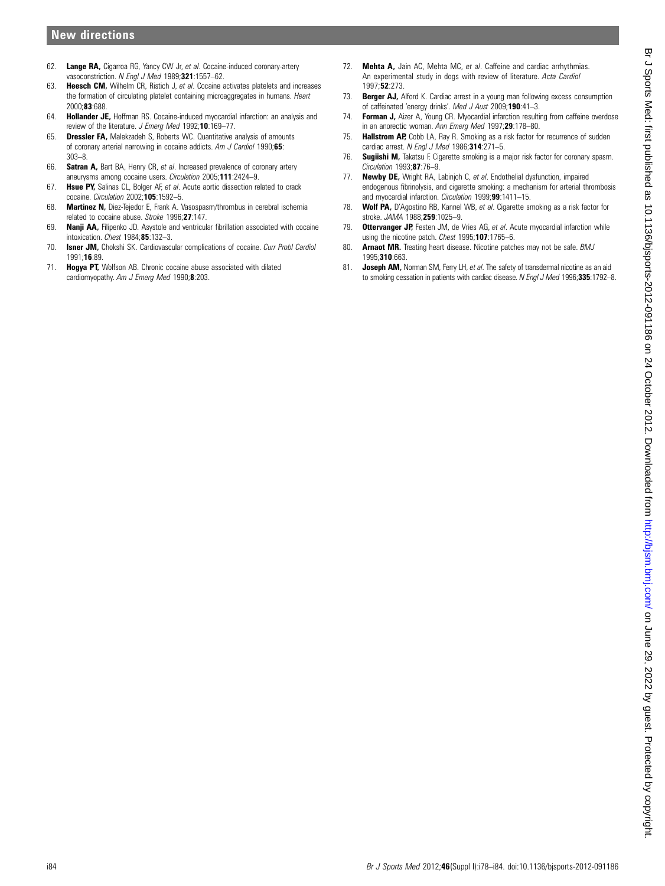62. **Lange RA,** Cigarroa RG, Yancy CW Jr, *et al*. Cocaine-induced coronary-artery vasoconstriction. *N Engl J Med* 1989;**321**:1557–62.
63. **Heesch CM,** Wilhelm CR, Ristich J, *et al*. Cocaine activates platelets and increases the formation of circulating platelet containing microaggregates in humans. *Heart* 2000;**83**:688.
64. **Hollander JE,** Hoffman RS. Cocaine-induced myocardial infarction: an analysis and review of the literature. *J Emerg Med* 1992;**10**:169–77.
65. **Dressler FA,** Malekzadeh S, Roberts WC. Quantitative analysis of amounts of coronary arterial narrowing in cocaine addicts. *Am J Cardiol* 1990;**65**: 303–8.
66. **Satran A,** Bart BA, Henry CR, *et al*. Increased prevalence of coronary artery aneurysms among cocaine users. *Circulation* 2005;**111**:2424–9.
67. **Hsue PY,** Salinas CL, Bolger AF, *et al*. Acute aortic dissection related to crack cocaine. *Circulation* 2002;**105**:1592–5.
68. **Martinez N,** Diez-Tejedor E, Frank A. Vasospasm/thrombus in cerebral ischemia related to cocaine abuse. *Stroke* 1996;**27**:147.
69. **Nanji AA,** Filipenko JD. Asystole and ventricular fibrillation associated with cocaine intoxication. *Chest* 1984;**85**:132–3.
70. **Isner JM,** Chokshi SK. Cardiovascular complications of cocaine. *Curr Probl Cardiol* 1991;**16**:89.
71. **Hogya PT,** Wolfson AB. Chronic cocaine abuse associated with dilated cardiomyopathy. *Am J Emerg Med* 1990;**8**:203.
72. **Mehta A,** Jain AC, Mehta MC, *et al*. Caffeine and cardiac arrhythmias. An experimental study in dogs with review of literature. *Acta Cardiol* 1997;**52**:273.
73. **Berger AJ,** Alford K. Cardiac arrest in a young man following excess consumption of caffeinated 'energy drinks'. *Med J Aust* 2009;**190**:41–3.
74. **Forman J,** Aizer A, Young CR. Myocardial infarction resulting from caffeine overdose in an anorectic woman. *Ann Emerg Med* 1997;**29**:178–80.
75. **Hallstrom AP,** Cobb LA, Ray R. Smoking as a risk factor for recurrence of sudden cardiac arrest. *N Engl J Med* 1986;**314**:271–5.
76. **Sugiishi M,** Takatsu F. Cigarette smoking is a major risk factor for coronary spasm. *Circulation* 1993;**87**:76–9.
77. **Newby DE,** Wright RA, Labinjoh C, *et al*. Endothelial dysfunction, impaired endogenous fibrinolysis, and cigarette smoking: a mechanism for arterial thrombosis and myocardial infarction. *Circulation* 1999;**99**:1411–15.
78. **Wolf PA,** D'Agostino RB, Kannel WB, *et al*. Cigarette smoking as a risk factor for stroke. *JAMA* 1988;**259**:1025–9.
79. **Ottervanger JP,** Festen JM, de Vries AG, *et al*. Acute myocardial infarction while using the nicotine patch. *Chest* 1995;**107**:1765–6.
80. **Arnaot MR.** Treating heart disease. Nicotine patches may not be safe. *BMJ* 1995;**310**:663.
81. **Joseph AM,** Norman SM, Ferry LH, *et al*. The safety of transdermal nicotine as an aid to smoking cessation in patients with cardiac disease. *N Engl J Med* 1996;**335**:1792–8.